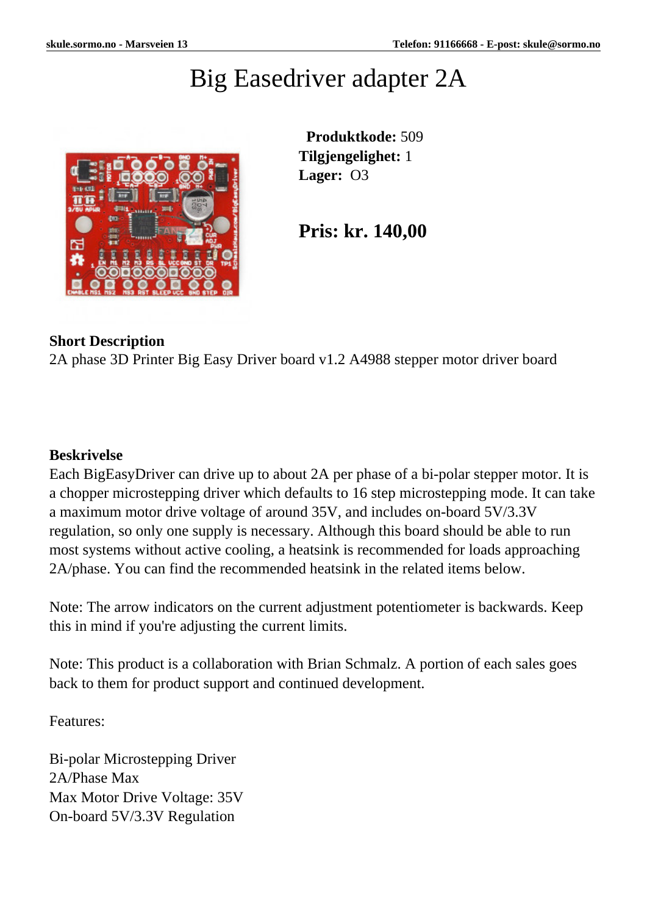# Big Easedriver adapter 2A

**Produktkode:** 509
**Tilgjengelighet:** 1
**Lager:** O3

## Pris: kr. 140,00

**Short Description**
2A phase 3D Printer Big Easy Driver board v1.2 A4988 stepper motor driver board

**Beskrivelse**
Each BigEasyDriver can drive up to about 2A per phase of a bi-polar stepper motor. It is a chopper microstepping driver which defaults to 16 step microstepping mode. It can take a maximum motor drive voltage of around 35V, and includes on-board 5V/3.3V regulation, so only one supply is necessary. Although this board should be able to run most systems without active cooling, a heatsink is recommended for loads approaching 2A/phase. You can find the recommended heatsink in the related items below.

Note: The arrow indicators on the current adjustment potentiometer is backwards. Keep this in mind if you're adjusting the current limits.

Note: This product is a collaboration with Brian Schmalz. A portion of each sales goes back to them for product support and continued development.

Features:

Bi-polar Microstepping Driver
2A/Phase Max
Max Motor Drive Voltage: 35V
On-board 5V/3.3V Regulation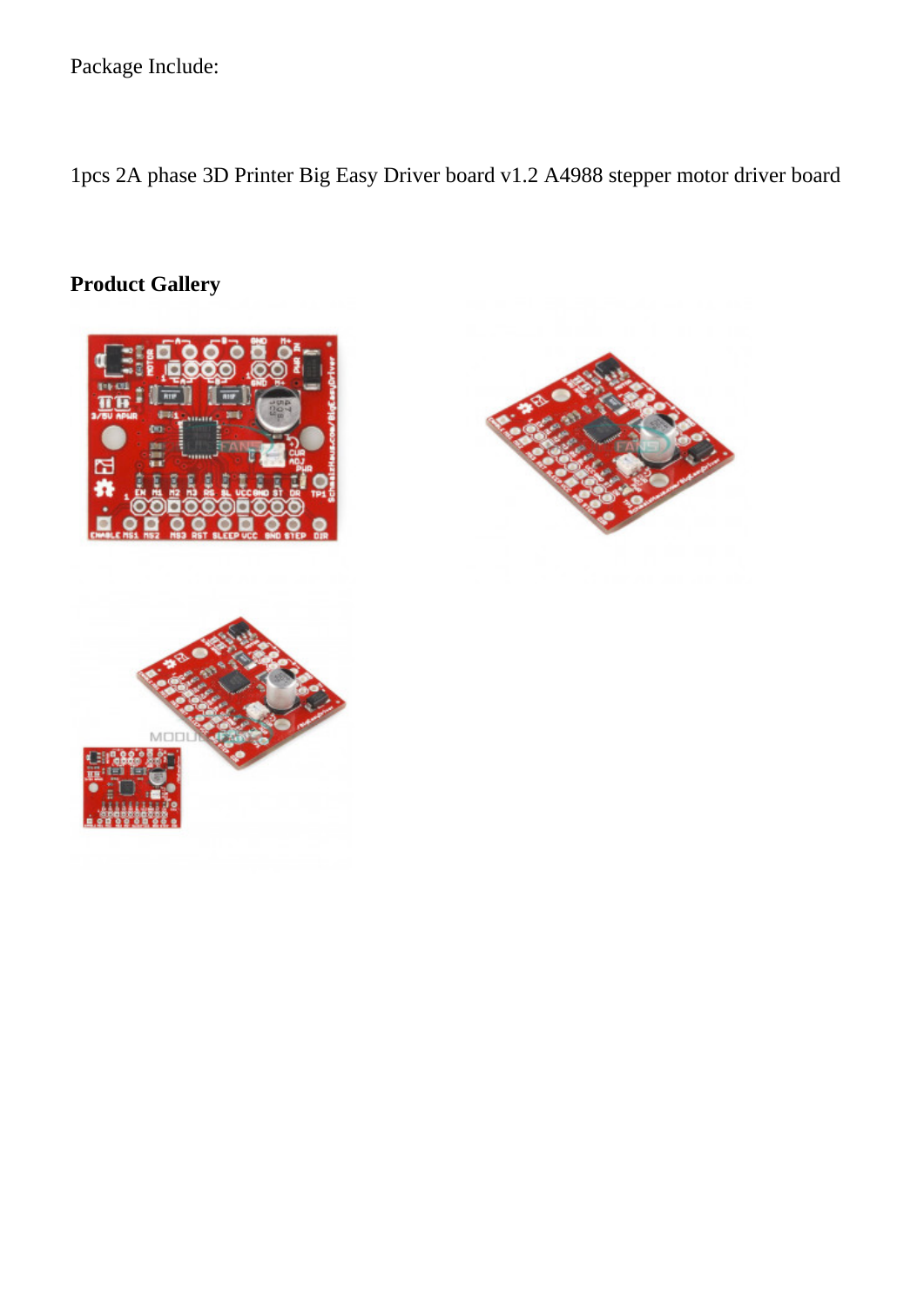Package Include:

1pcs 2A phase 3D Printer Big Easy Driver board v1.2 A4988 stepper motor driver board

**Product Gallery**